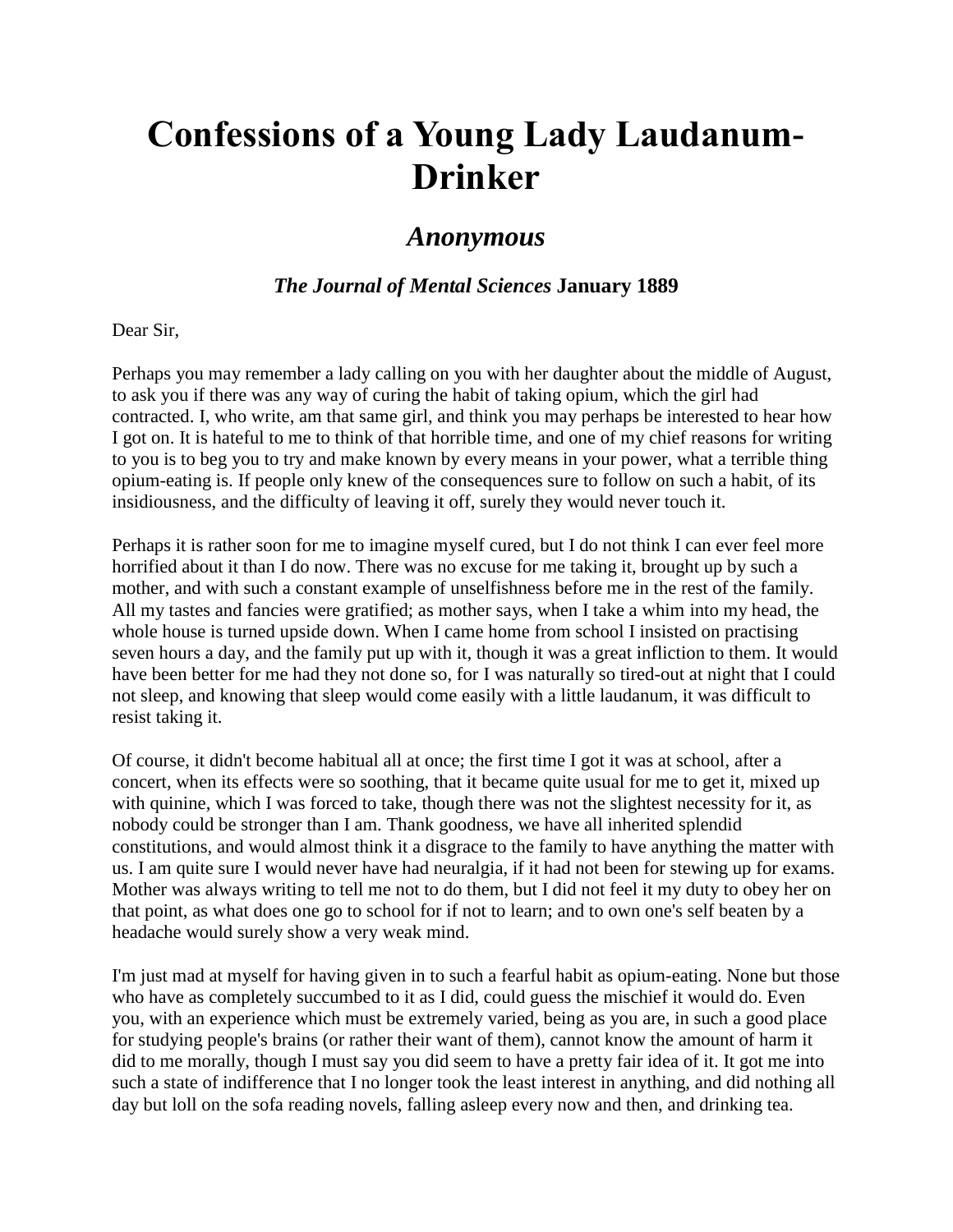# Confessions of a Young Lady Laudanum-Drinker

## *Anonymous*

### *The Journal of Mental Sciences* January 1889

Dear Sir,

Perhaps you may remember a lady calling on you with her daughter about the middle of August, to ask you if there was any way of curing the habit of taking opium, which the girl had contracted. I, who write, am that same girl, and think you may perhaps be interested to hear how I got on. It is hateful to me to think of that horrible time, and one of my chief reasons for writing to you is to beg you to try and make known by every means in your power, what a terrible thing opium-eating is. If people only knew of the consequences sure to follow on such a habit, of its insidiousness, and the difficulty of leaving it off, surely they would never touch it.

Perhaps it is rather soon for me to imagine myself cured, but I do not think I can ever feel more horrified about it than I do now. There was no excuse for me taking it, brought up by such a mother, and with such a constant example of unselfishness before me in the rest of the family. All my tastes and fancies were gratified; as mother says, when I take a whim into my head, the whole house is turned upside down. When I came home from school I insisted on practising seven hours a day, and the family put up with it, though it was a great infliction to them. It would have been better for me had they not done so, for I was naturally so tired-out at night that I could not sleep, and knowing that sleep would come easily with a little laudanum, it was difficult to resist taking it.

Of course, it didn't become habitual all at once; the first time I got it was at school, after a concert, when its effects were so soothing, that it became quite usual for me to get it, mixed up with quinine, which I was forced to take, though there was not the slightest necessity for it, as nobody could be stronger than I am. Thank goodness, we have all inherited splendid constitutions, and would almost think it a disgrace to the family to have anything the matter with us. I am quite sure I would never have had neuralgia, if it had not been for stewing up for exams. Mother was always writing to tell me not to do them, but I did not feel it my duty to obey her on that point, as what does one go to school for if not to learn; and to own one's self beaten by a headache would surely show a very weak mind.

I'm just mad at myself for having given in to such a fearful habit as opium-eating. None but those who have as completely succumbed to it as I did, could guess the mischief it would do. Even you, with an experience which must be extremely varied, being as you are, in such a good place for studying people's brains (or rather their want of them), cannot know the amount of harm it did to me morally, though I must say you did seem to have a pretty fair idea of it. It got me into such a state of indifference that I no longer took the least interest in anything, and did nothing all day but loll on the sofa reading novels, falling asleep every now and then, and drinking tea.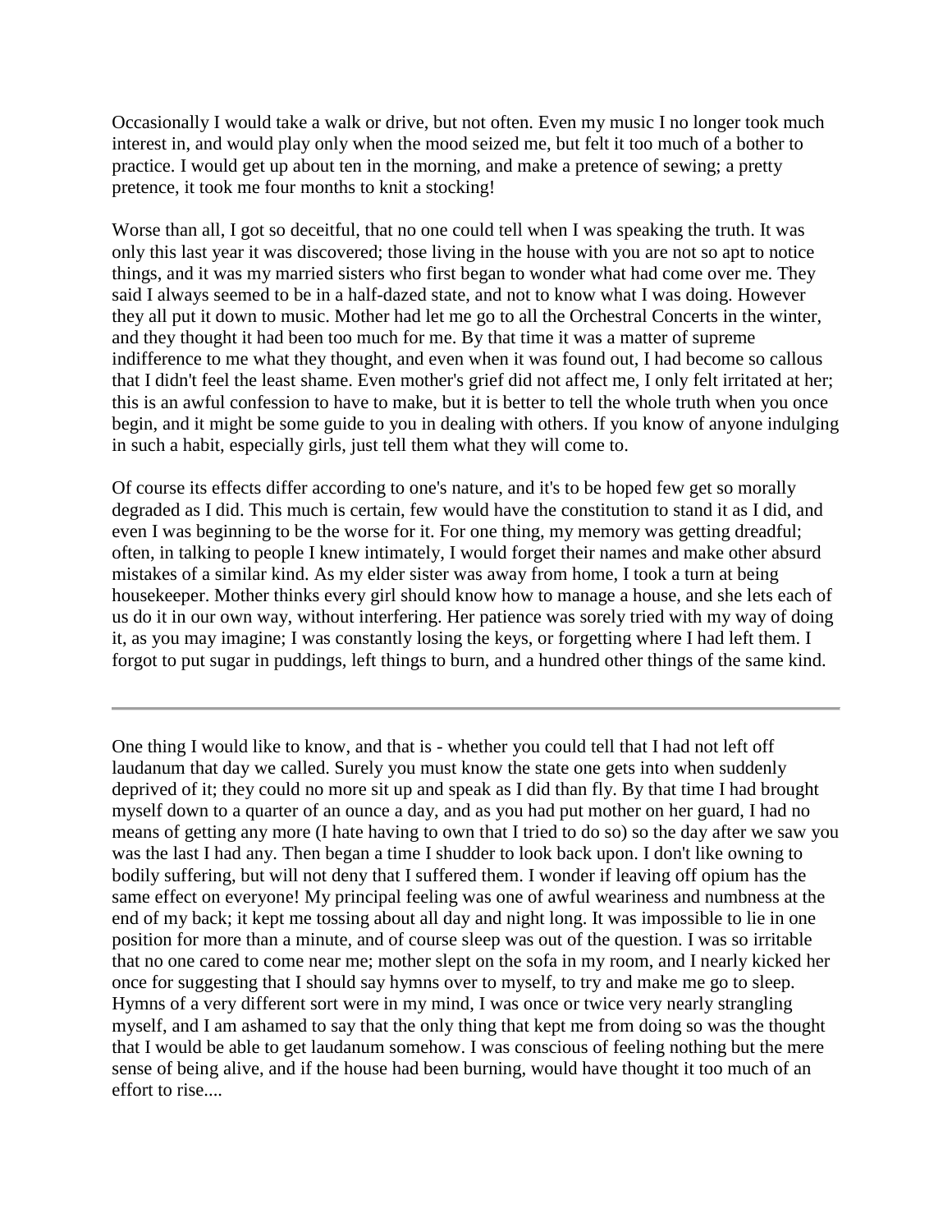Occasionally I would take a walk or drive, but not often. Even my music I no longer took much interest in, and would play only when the mood seized me, but felt it too much of a bother to practice. I would get up about ten in the morning, and make a pretence of sewing; a pretty pretence, it took me four months to knit a stocking!

Worse than all, I got so deceitful, that no one could tell when I was speaking the truth. It was only this last year it was discovered; those living in the house with you are not so apt to notice things, and it was my married sisters who first began to wonder what had come over me. They said I always seemed to be in a half-dazed state, and not to know what I was doing. However they all put it down to music. Mother had let me go to all the Orchestral Concerts in the winter, and they thought it had been too much for me. By that time it was a matter of supreme indifference to me what they thought, and even when it was found out, I had become so callous that I didn't feel the least shame. Even mother's grief did not affect me, I only felt irritated at her; this is an awful confession to have to make, but it is better to tell the whole truth when you once begin, and it might be some guide to you in dealing with others. If you know of anyone indulging in such a habit, especially girls, just tell them what they will come to.

Of course its effects differ according to one's nature, and it's to be hoped few get so morally degraded as I did. This much is certain, few would have the constitution to stand it as I did, and even I was beginning to be the worse for it. For one thing, my memory was getting dreadful; often, in talking to people I knew intimately, I would forget their names and make other absurd mistakes of a similar kind. As my elder sister was away from home, I took a turn at being housekeeper. Mother thinks every girl should know how to manage a house, and she lets each of us do it in our own way, without interfering. Her patience was sorely tried with my way of doing it, as you may imagine; I was constantly losing the keys, or forgetting where I had left them. I forgot to put sugar in puddings, left things to burn, and a hundred other things of the same kind.

---

One thing I would like to know, and that is - whether you could tell that I had not left off laudanum that day we called. Surely you must know the state one gets into when suddenly deprived of it; they could no more sit up and speak as I did than fly. By that time I had brought myself down to a quarter of an ounce a day, and as you had put mother on her guard, I had no means of getting any more (I hate having to own that I tried to do so) so the day after we saw you was the last I had any. Then began a time I shudder to look back upon. I don't like owning to bodily suffering, but will not deny that I suffered them. I wonder if leaving off opium has the same effect on everyone! My principal feeling was one of awful weariness and numbness at the end of my back; it kept me tossing about all day and night long. It was impossible to lie in one position for more than a minute, and of course sleep was out of the question. I was so irritable that no one cared to come near me; mother slept on the sofa in my room, and I nearly kicked her once for suggesting that I should say hymns over to myself, to try and make me go to sleep. Hymns of a very different sort were in my mind, I was once or twice very nearly strangling myself, and I am ashamed to say that the only thing that kept me from doing so was the thought that I would be able to get laudanum somehow. I was conscious of feeling nothing but the mere sense of being alive, and if the house had been burning, would have thought it too much of an effort to rise....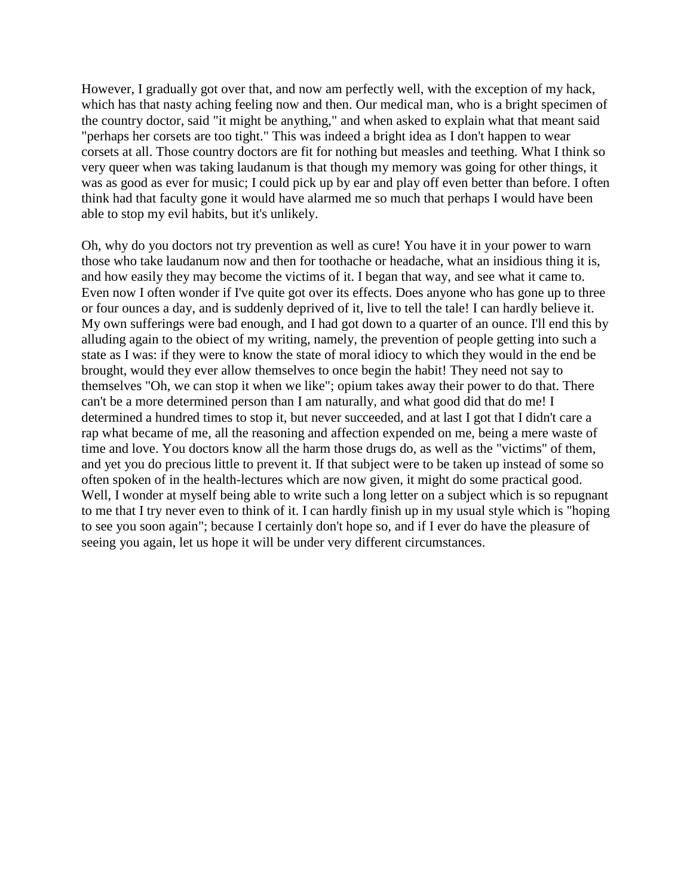However, I gradually got over that, and now am perfectly well, with the exception of my hack, which has that nasty aching feeling now and then. Our medical man, who is a bright specimen of the country doctor, said "it might be anything," and when asked to explain what that meant said "perhaps her corsets are too tight." This was indeed a bright idea as I don't happen to wear corsets at all. Those country doctors are fit for nothing but measles and teething. What I think so very queer when was taking laudanum is that though my memory was going for other things, it was as good as ever for music; I could pick up by ear and play off even better than before. I often think had that faculty gone it would have alarmed me so much that perhaps I would have been able to stop my evil habits, but it's unlikely.

Oh, why do you doctors not try prevention as well as cure! You have it in your power to warn those who take laudanum now and then for toothache or headache, what an insidious thing it is, and how easily they may become the victims of it. I began that way, and see what it came to. Even now I often wonder if I've quite got over its effects. Does anyone who has gone up to three or four ounces a day, and is suddenly deprived of it, live to tell the tale! I can hardly believe it. My own sufferings were bad enough, and I had got down to a quarter of an ounce. I'll end this by alluding again to the obiect of my writing, namely, the prevention of people getting into such a state as I was: if they were to know the state of moral idiocy to which they would in the end be brought, would they ever allow themselves to once begin the habit! They need not say to themselves "Oh, we can stop it when we like"; opium takes away their power to do that. There can't be a more determined person than I am naturally, and what good did that do me! I determined a hundred times to stop it, but never succeeded, and at last I got that I didn't care a rap what became of me, all the reasoning and affection expended on me, being a mere waste of time and love. You doctors know all the harm those drugs do, as well as the "victims" of them, and yet you do precious little to prevent it. If that subject were to be taken up instead of some so often spoken of in the health-lectures which are now given, it might do some practical good. Well, I wonder at myself being able to write such a long letter on a subject which is so repugnant to me that I try never even to think of it. I can hardly finish up in my usual style which is "hoping to see you soon again"; because I certainly don't hope so, and if I ever do have the pleasure of seeing you again, let us hope it will be under very different circumstances.